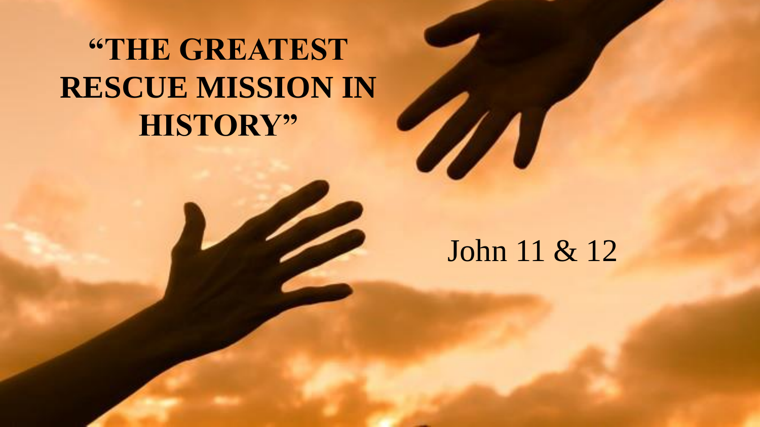# "THE GREATEST RESCUE MISSION IN HISTORY"

John 11 & 12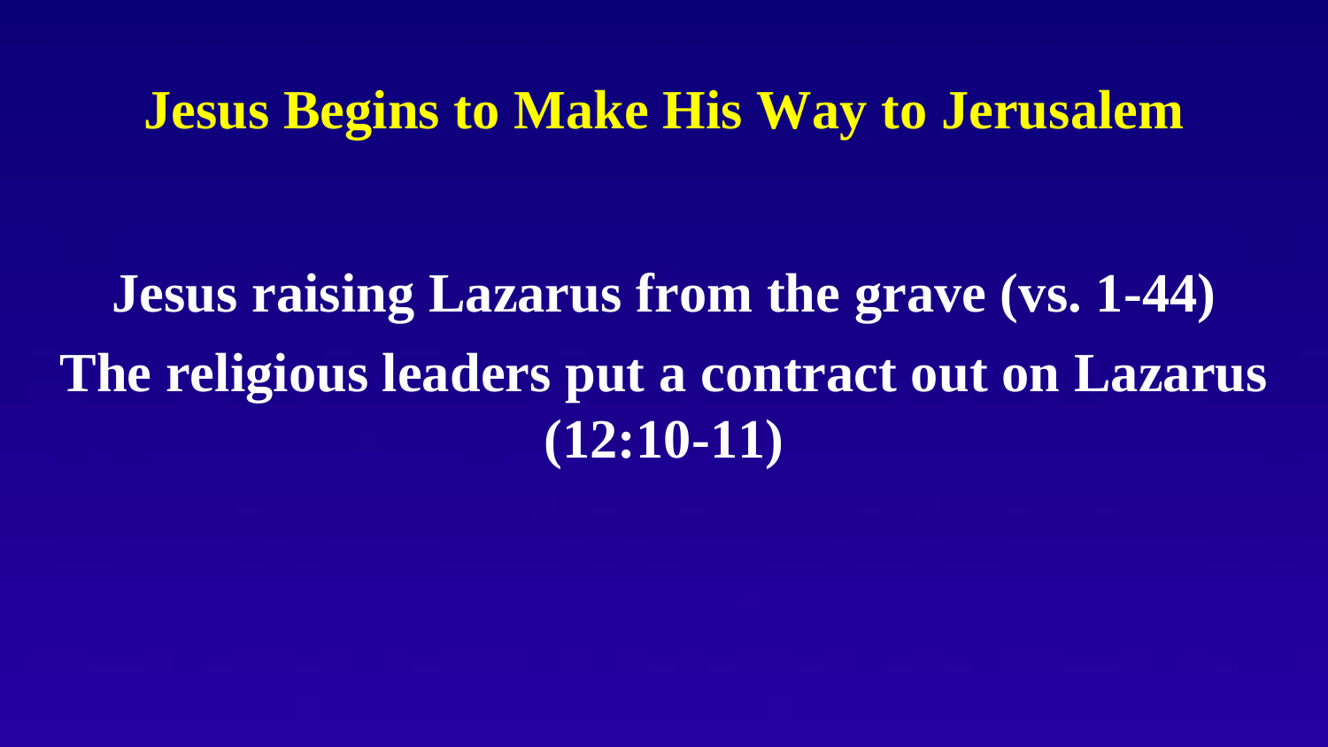# Jesus Begins to Make His Way to Jerusalem

**Jesus raising Lazarus from the grave (vs. 1-44)**

**The religious leaders put a contract out on Lazarus (12:10-11)**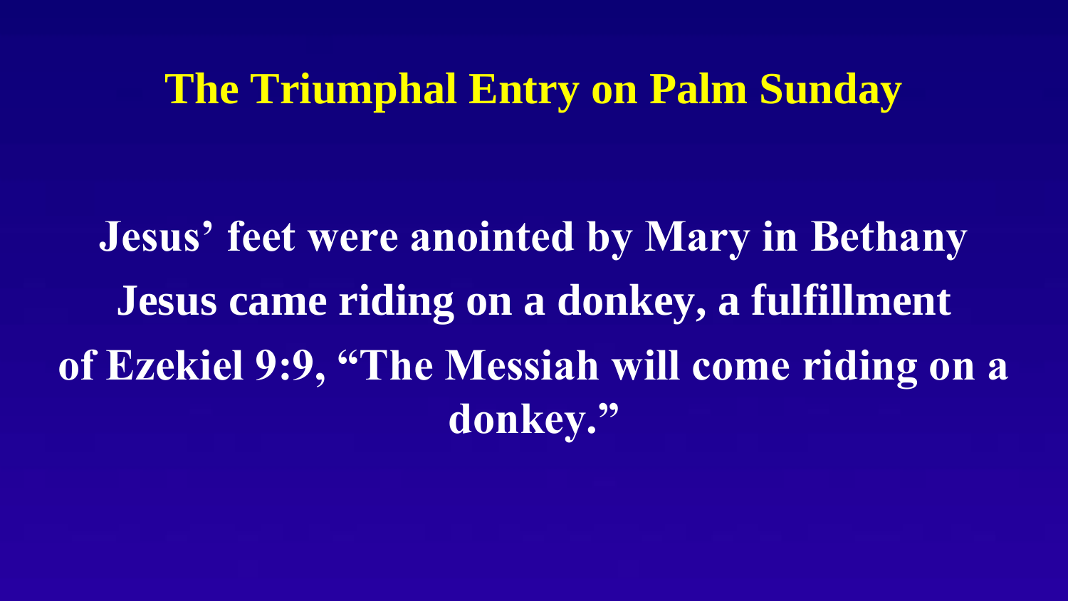# The Triumphal Entry on Palm Sunday

**Jesus' feet were anointed by Mary in Bethany**

**Jesus came riding on a donkey, a fulfillment of Ezekiel 9:9, "The Messiah will come riding on a donkey."**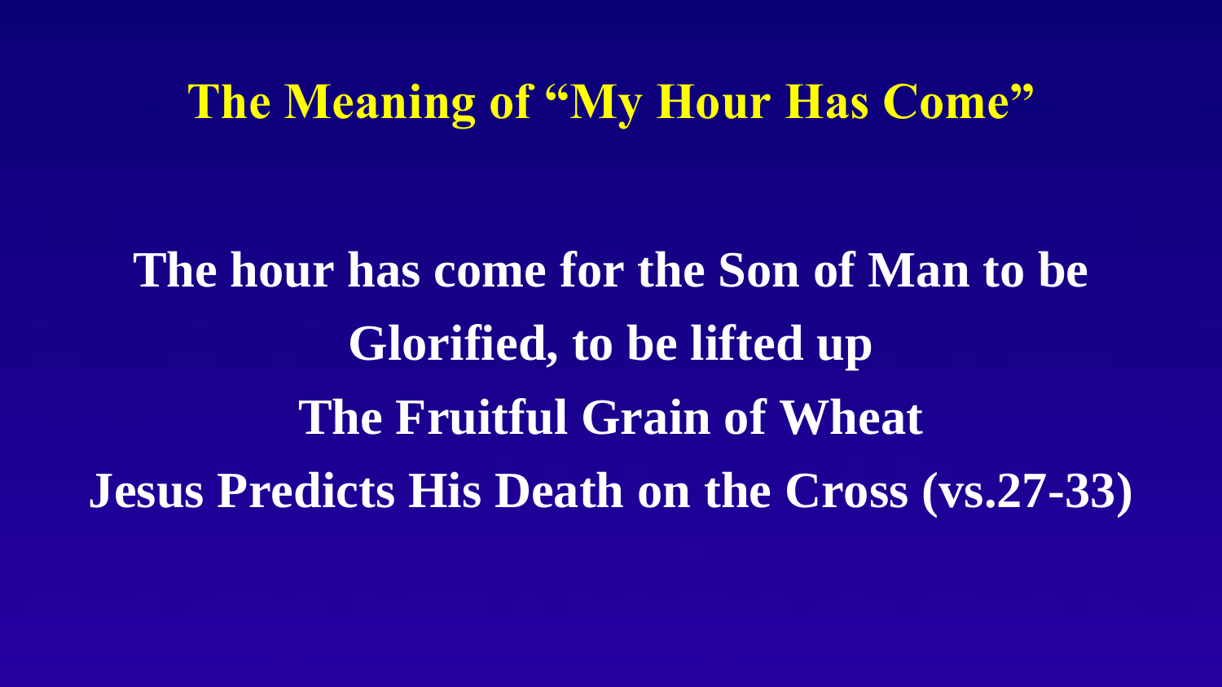# The Meaning of "My Hour Has Come"

**The hour has come for the Son of Man to be Glorified, to be lifted up**

**The Fruitful Grain of Wheat**

**Jesus Predicts His Death on the Cross (vs.27-33)**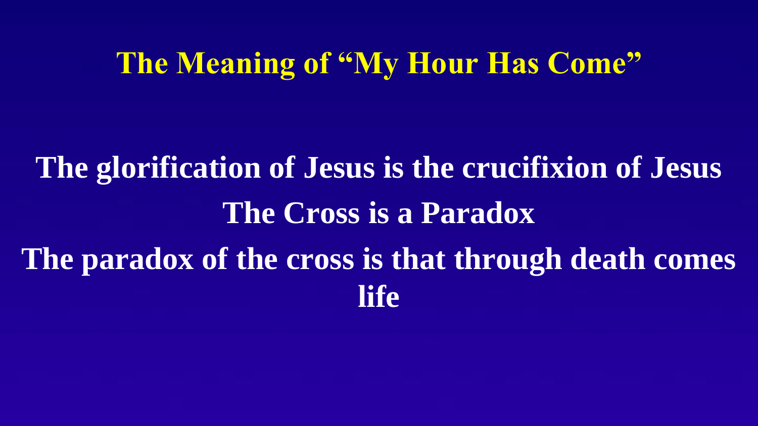# The Meaning of "My Hour Has Come"

**The glorification of Jesus is the crucifixion of Jesus**

**The Cross is a Paradox**

**The paradox of the cross is that through death comes life**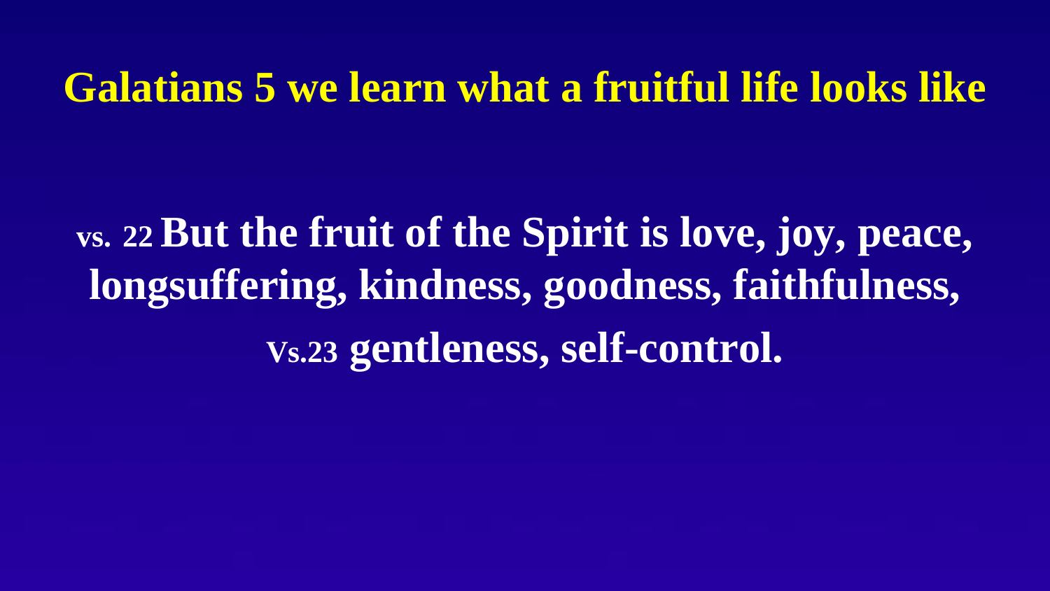# Galatians 5 we learn what a fruitful life looks like

**vs. 22 But the fruit of the Spirit is love, joy, peace, longsuffering, kindness, goodness, faithfulness,**

**Vs.23 gentleness, self-control.**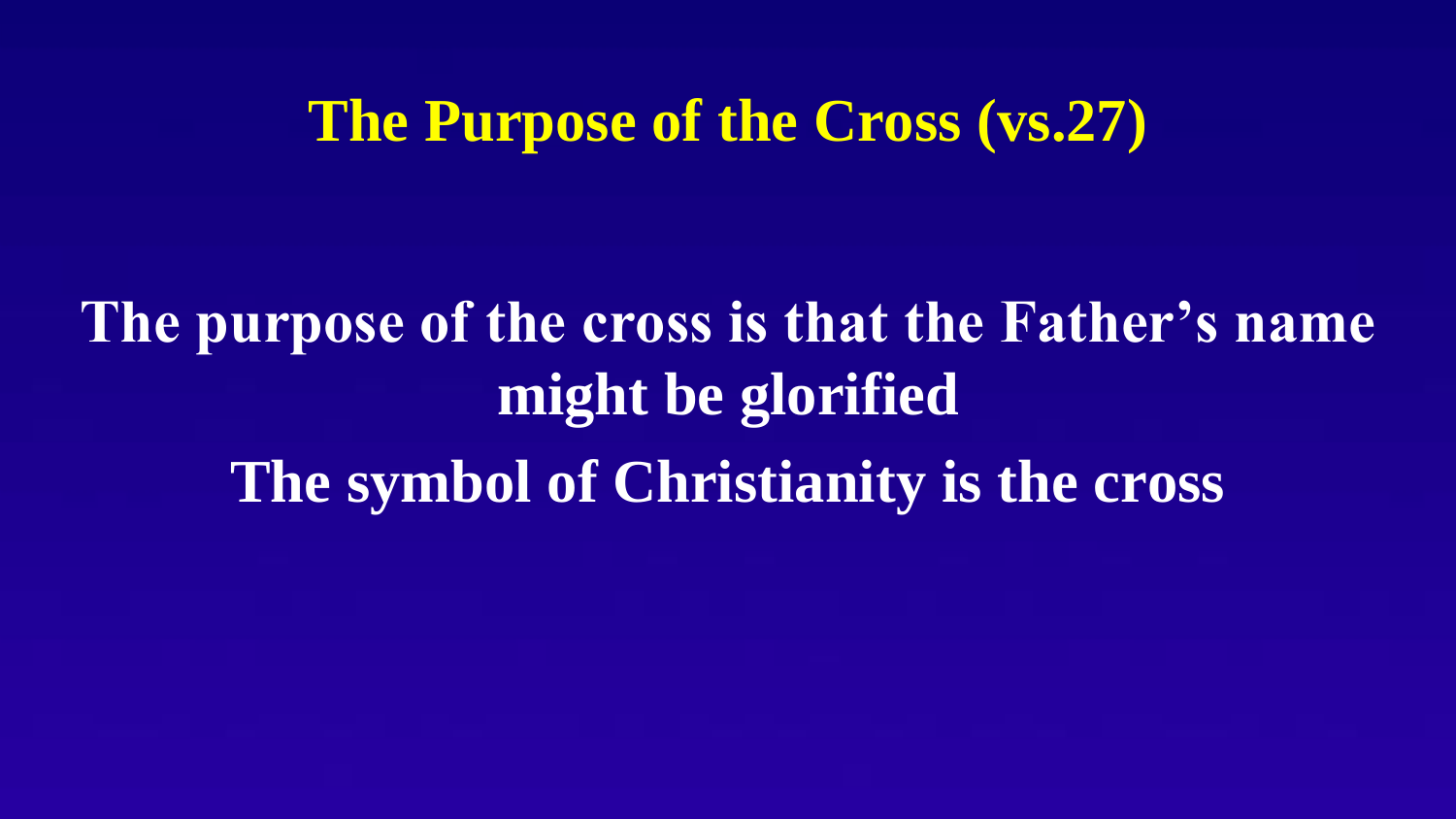# The Purpose of the Cross (vs.27)

**The purpose of the cross is that the Father's name might be glorified**

**The symbol of Christianity is the cross**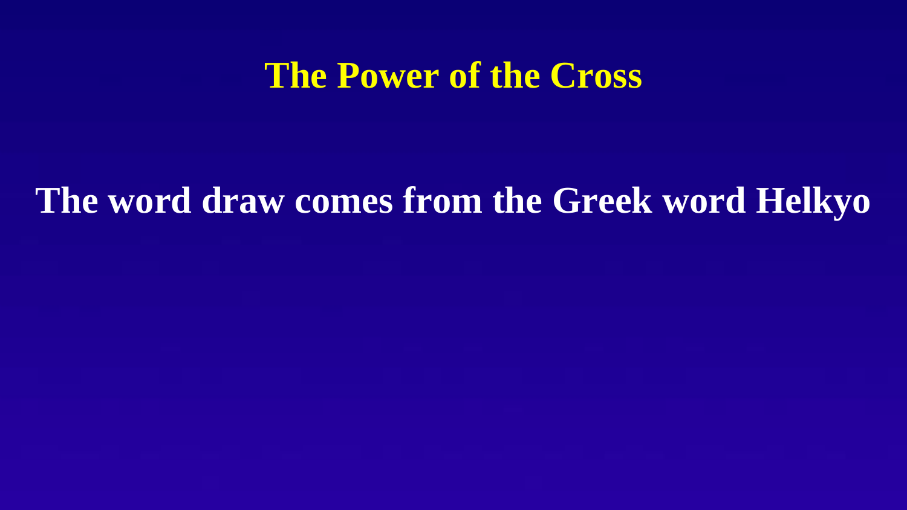# The Power of the Cross

**The word draw comes from the Greek word Helkyo**